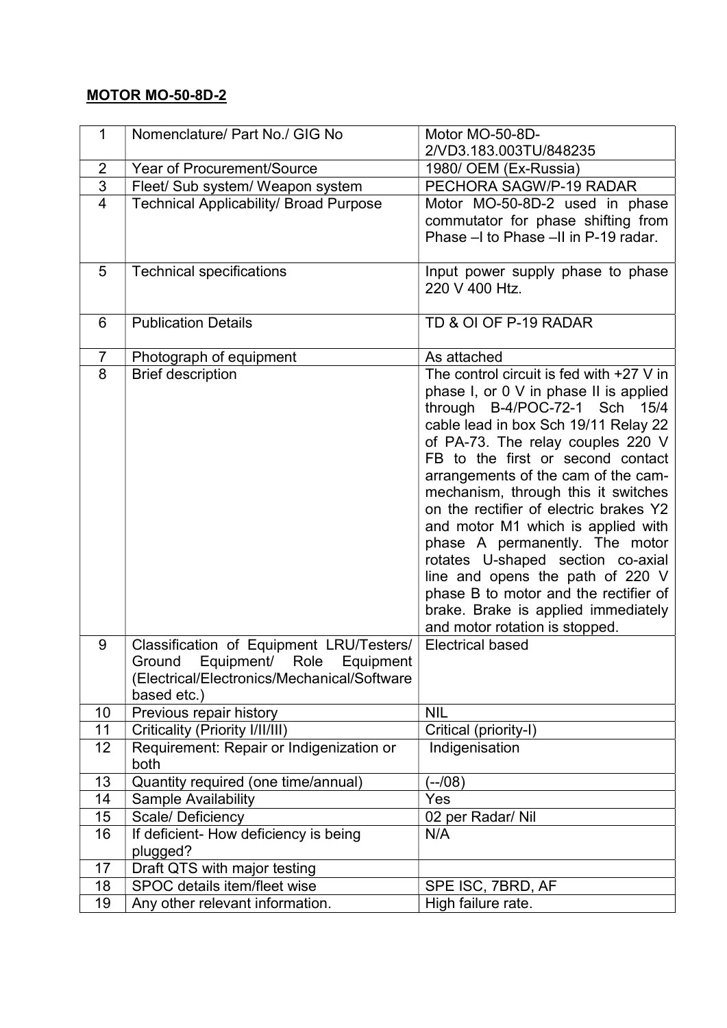## MOTOR MO-50-8D-2

| 1 | Nomenclature/ Part No./ GIG No | Motor MO-50-8D-2/VD3.183.003TU/848235 |
|---|---|---|
| 2 | Year of Procurement/Source | 1980/ OEM (Ex-Russia) |
| 3 | Fleet/ Sub system/ Weapon system | PECHORA SAGW/P-19 RADAR |
| 4 | Technical Applicability/ Broad Purpose | Motor MO-50-8D-2 used in phase commutator for phase shifting from Phase –I to Phase –II in P-19 radar. |
| 5 | Technical specifications | Input power supply phase to phase 220 V 400 Htz. |
| 6 | Publication Details | TD & OI OF P-19 RADAR |
| 7 | Photograph of equipment | As attached |
| 8 | Brief description | The control circuit is fed with +27 V in phase I, or 0 V in phase II is applied through B-4/POC-72-1 Sch 15/4 cable lead in box Sch 19/11 Relay 22 of PA-73. The relay couples 220 V FB to the first or second contact arrangements of the cam of the cam-mechanism, through this it switches on the rectifier of electric brakes Y2 and motor M1 which is applied with phase A permanently. The motor rotates U-shaped section co-axial line and opens the path of 220 V phase B to motor and the rectifier of brake. Brake is applied immediately and motor rotation is stopped. |
| 9 | Classification of Equipment LRU/Testers/ Ground Equipment/ Role Equipment (Electrical/Electronics/Mechanical/Software based etc.) | Electrical based |
| 10 | Previous repair history | NIL |
| 11 | Criticality (Priority I/II/III) | Critical (priority-I) |
| 12 | Requirement: Repair or Indigenization or both | Indigenisation |
| 13 | Quantity required (one time/annual) | (--/08) |
| 14 | Sample Availability | Yes |
| 15 | Scale/ Deficiency | 02 per Radar/ Nil |
| 16 | If deficient- How deficiency is being plugged? | N/A |
| 17 | Draft QTS with major testing | |
| 18 | SPOC details item/fleet wise | SPE ISC, 7BRD, AF |
| 19 | Any other relevant information. | High failure rate. |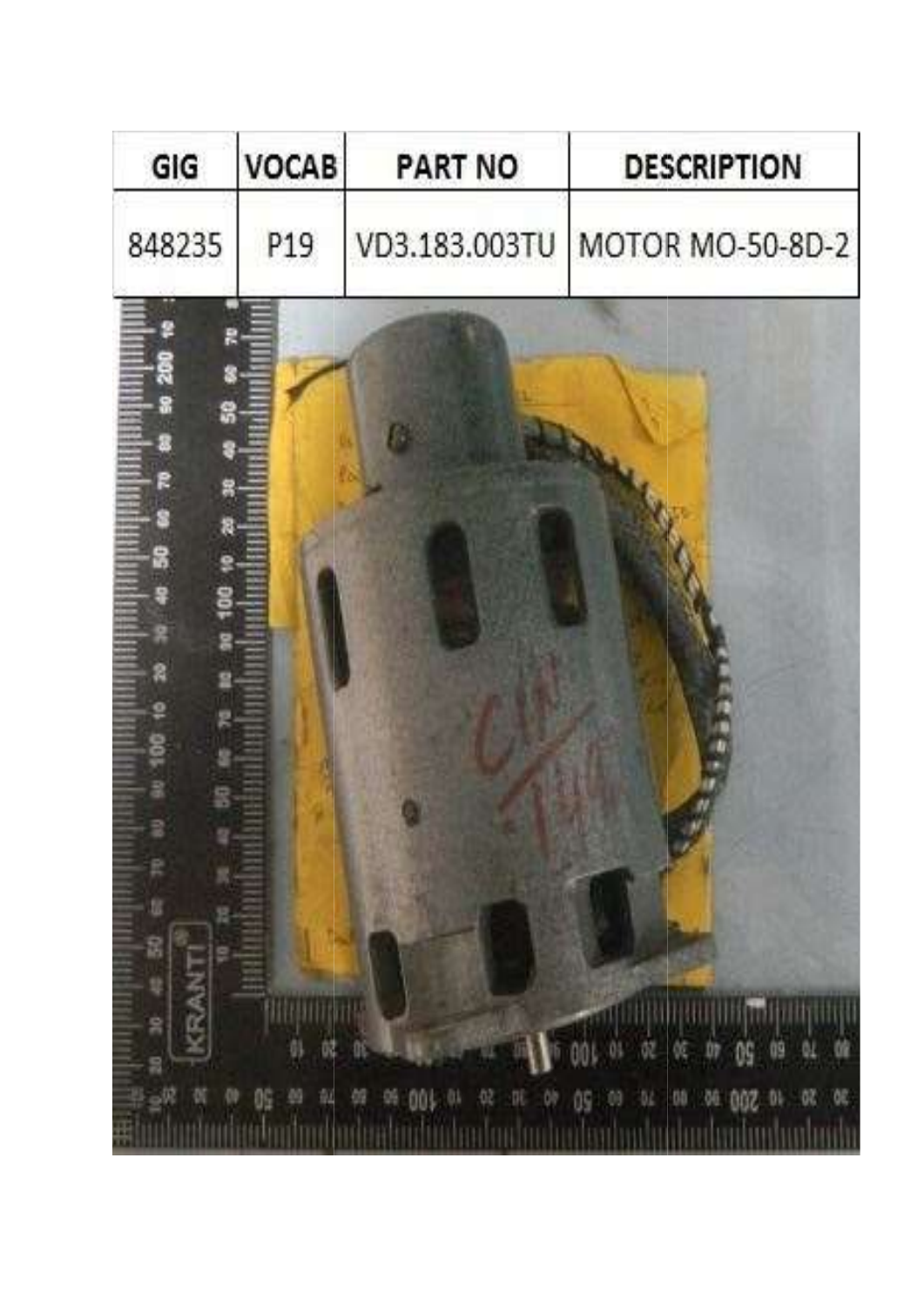| GIG | VOCAB | PART NO | DESCRIPTION |
|---|---|---|---|
| 848235 | P19 | VD3.183.003TU | MOTOR MO-50-8D-2 |